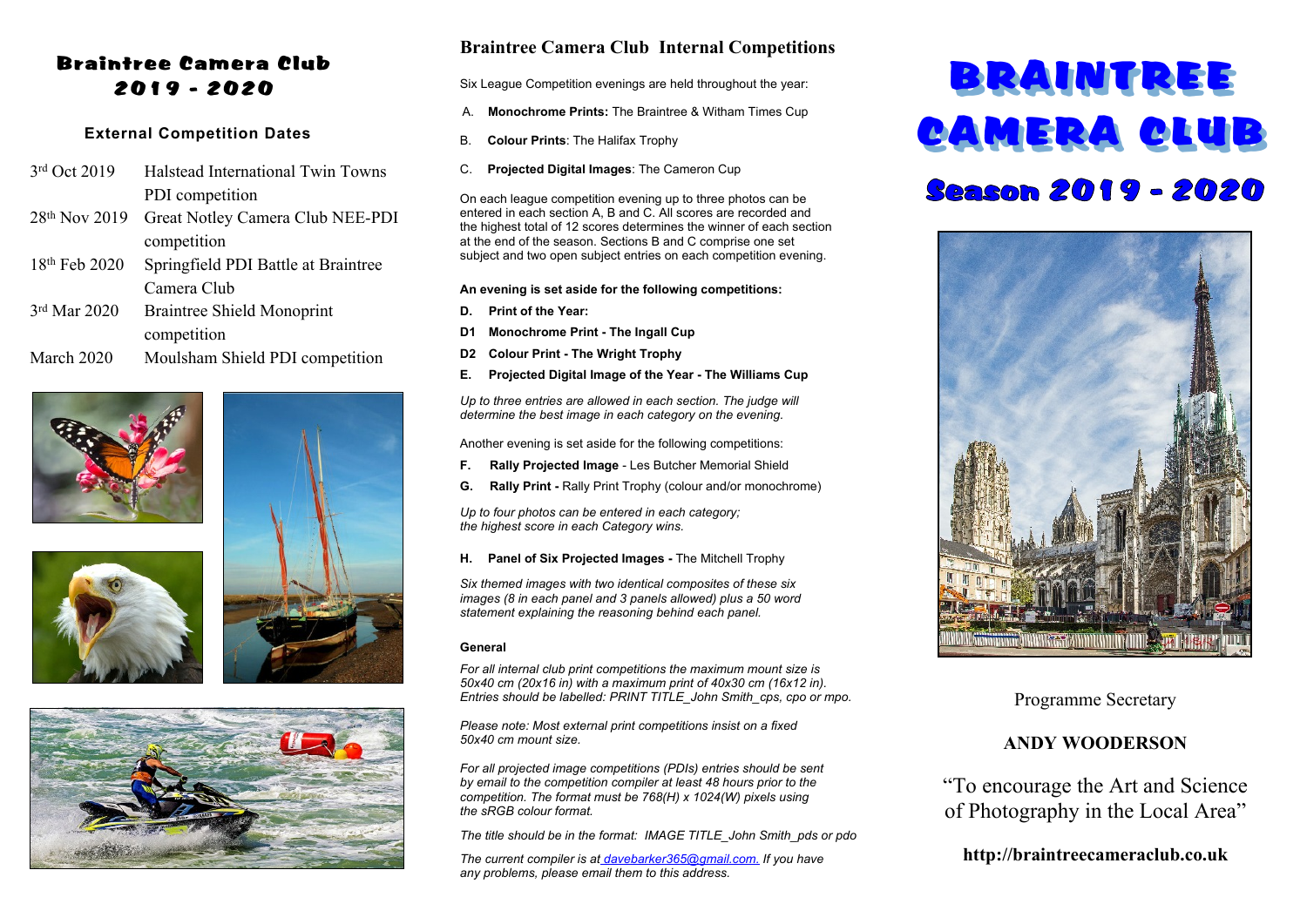# Braintree Camera Club 2019 - 2020

## External Competition Dates

| | |
|---|---|
| 3rd Oct 2019 | Halstead International Twin Towns PDI competition |
| 28th Nov 2019 | Great Notley Camera Club NEE-PDI competition |
| 18th Feb 2020 | Springfield PDI Battle at Braintree Camera Club |
| 3rd Mar 2020 | Braintree Shield Monoprint competition |
| March 2020 | Moulsham Shield PDI competition |

## Braintree Camera Club Internal Competitions

Six League Competition evenings are held throughout the year:

A. **Monochrome Prints:** The Braintree & Witham Times Cup

B. **Colour Prints**: The Halifax Trophy

C. **Projected Digital Images**: The Cameron Cup

On each league competition evening up to three photos can be entered in each section A, B and C. All scores are recorded and the highest total of 12 scores determines the winner of each section at the end of the season. Sections B and C comprise one set subject and two open subject entries on each competition evening.

**An evening is set aside for the following competitions:**

**D. Print of the Year:**

**D1 Monochrome Print - The Ingall Cup**

**D2 Colour Print - The Wright Trophy**

**E. Projected Digital Image of the Year - The Williams Cup**

*Up to three entries are allowed in each section. The judge will determine the best image in each category on the evening.*

Another evening is set aside for the following competitions:

**F. Rally Projected Image** - Les Butcher Memorial Shield

**G. Rally Print -** Rally Print Trophy (colour and/or monochrome)

*Up to four photos can be entered in each category; the highest score in each Category wins.*

**H. Panel of Six Projected Images -** The Mitchell Trophy

*Six themed images with two identical composites of these six images (8 in each panel and 3 panels allowed) plus a 50 word statement explaining the reasoning behind each panel.*

**General**

*For all internal club print competitions the maximum mount size is 50x40 cm (20x16 in) with a maximum print of 40x30 cm (16x12 in). Entries should be labelled: PRINT TITLE_John Smith_cps, cpo or mpo.*

*Please note: Most external print competitions insist on a fixed 50x40 cm mount size.*

*For all projected image competitions (PDIs) entries should be sent by email to the competition compiler at least 48 hours prior to the competition. The format must be 768(H) x 1024(W) pixels using the sRGB colour format.*

*The title should be in the format: IMAGE TITLE_John Smith_pds or pdo*

*The current compiler is at davebarker365@gmail.com. If you have any problems, please email them to this address.*

# BRAINTREE CAMERA CLUB

## Season 2019 - 2020

Programme Secretary

**ANDY WOODERSON**

"To encourage the Art and Science of Photography in the Local Area"

**http://braintreecameraclub.co.uk**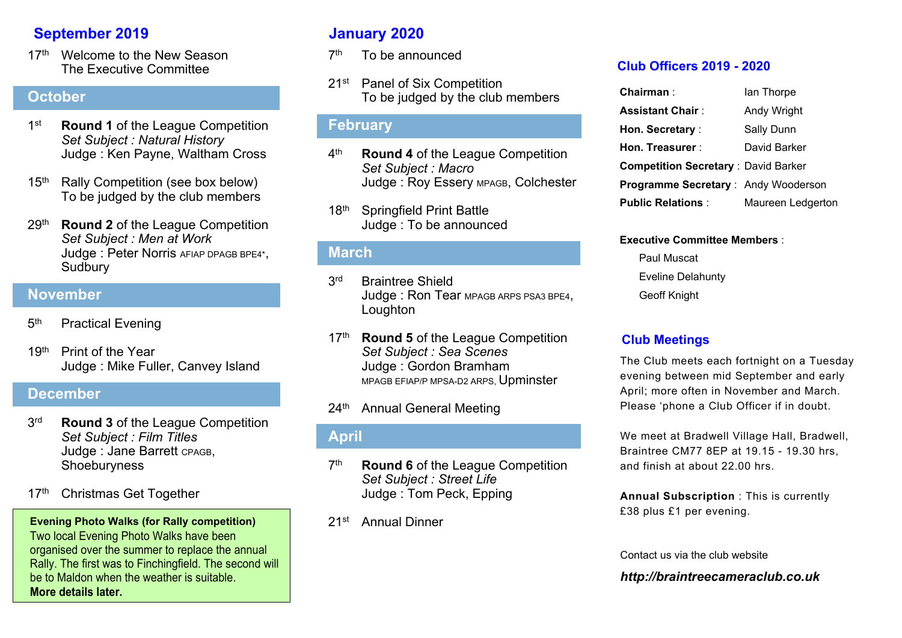## September 2019

17th Welcome to the New Season
The Executive Committee

## October

1st **Round 1** of the League Competition
*Set Subject : Natural History*
Judge : Ken Payne, Waltham Cross

15th Rally Competition (see box below)
To be judged by the club members

29th **Round 2** of the League Competition
*Set Subject : Men at Work*
Judge : Peter Norris AFIAP DPAGB BPE4*, Sudbury

## November

5th Practical Evening

19th Print of the Year
Judge : Mike Fuller, Canvey Island

## December

3rd **Round 3** of the League Competition
*Set Subject : Film Titles*
Judge : Jane Barrett CPAGB, Shoeburyness

17th Christmas Get Together

**Evening Photo Walks (for Rally competition)**
Two local Evening Photo Walks have been organised over the summer to replace the annual Rally. The first was to Finchingfield. The second will be to Maldon when the weather is suitable.
**More details later.**

## January 2020

7th To be announced

21st Panel of Six Competition
To be judged by the club members

## February

4th **Round 4** of the League Competition
*Set Subject : Macro*
Judge : Roy Essery MPAGB, Colchester

18th Springfield Print Battle
Judge : To be announced

## March

3rd Braintree Shield
Judge : Ron Tear MPAGB ARPS PSA3 BPE4, Loughton

17th **Round 5** of the League Competition
*Set Subject : Sea Scenes*
Judge : Gordon Bramham MPAGB EFIAP/P MPSA-D2 ARPS, Upminster

24th Annual General Meeting

## April

7th **Round 6** of the League Competition
*Set Subject : Street Life*
Judge : Tom Peck, Epping

21st Annual Dinner

## Club Officers 2019 - 2020

| | |
|---|---|
| **Chairman** : | Ian Thorpe |
| **Assistant Chair** : | Andy Wright |
| **Hon. Secretary** : | Sally Dunn |
| **Hon. Treasurer** : | David Barker |
| **Competition Secretary** : | David Barker |
| **Programme Secretary** : | Andy Wooderson |
| **Public Relations** : | Maureen Ledgerton |

**Executive Committee Members** :

- Paul Muscat
- Eveline Delahunty
- Geoff Knight

## Club Meetings

The Club meets each fortnight on a Tuesday evening between mid September and early April; more often in November and March. Please 'phone a Club Officer if in doubt.

We meet at Bradwell Village Hall, Bradwell, Braintree CM77 8EP at 19.15 - 19.30 hrs, and finish at about 22.00 hrs.

**Annual Subscription** : This is currently £38 plus £1 per evening.

Contact us via the club website

***http://braintreecameraclub.co.uk***